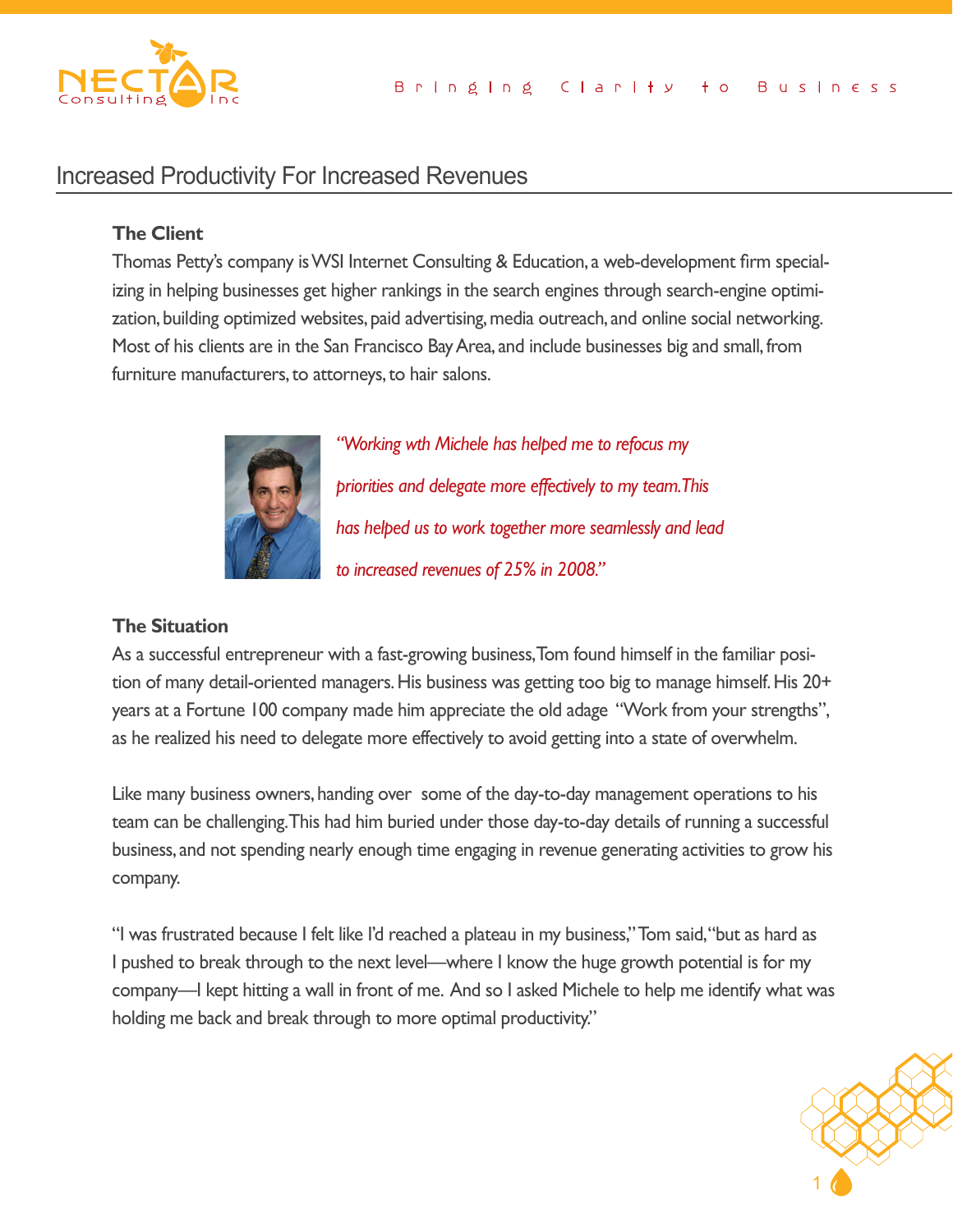# Increased Productivity For Increased Revenues

### The Client

Thomas Petty's company is WSI Internet Consulting & Education, a web-development firm specializing in helping businesses get higher rankings in the search engines through search-engine optimization, building optimized websites, paid advertising, media outreach, and online social networking. Most of his clients are in the San Francisco Bay Area, and include businesses big and small, from furniture manufacturers, to attorneys, to hair salons.

*"Working wth Michele has helped me to refocus my priorities and delegate more effectively to my team. This has helped us to work together more seamlessly and lead to increased revenues of 25% in 2008."*

### The Situation

As a successful entrepreneur with a fast-growing business, Tom found himself in the familiar position of many detail-oriented managers. His business was getting too big to manage himself. His 20+ years at a Fortune 100 company made him appreciate the old adage "Work from your strengths", as he realized his need to delegate more effectively to avoid getting into a state of overwhelm.

Like many business owners, handing over some of the day-to-day management operations to his team can be challenging. This had him buried under those day-to-day details of running a successful business, and not spending nearly enough time engaging in revenue generating activities to grow his company.

"I was frustrated because I felt like I'd reached a plateau in my business," Tom said, "but as hard as I pushed to break through to the next level—where I know the huge growth potential is for my company—I kept hitting a wall in front of me. And so I asked Michele to help me identify what was holding me back and break through to more optimal productivity."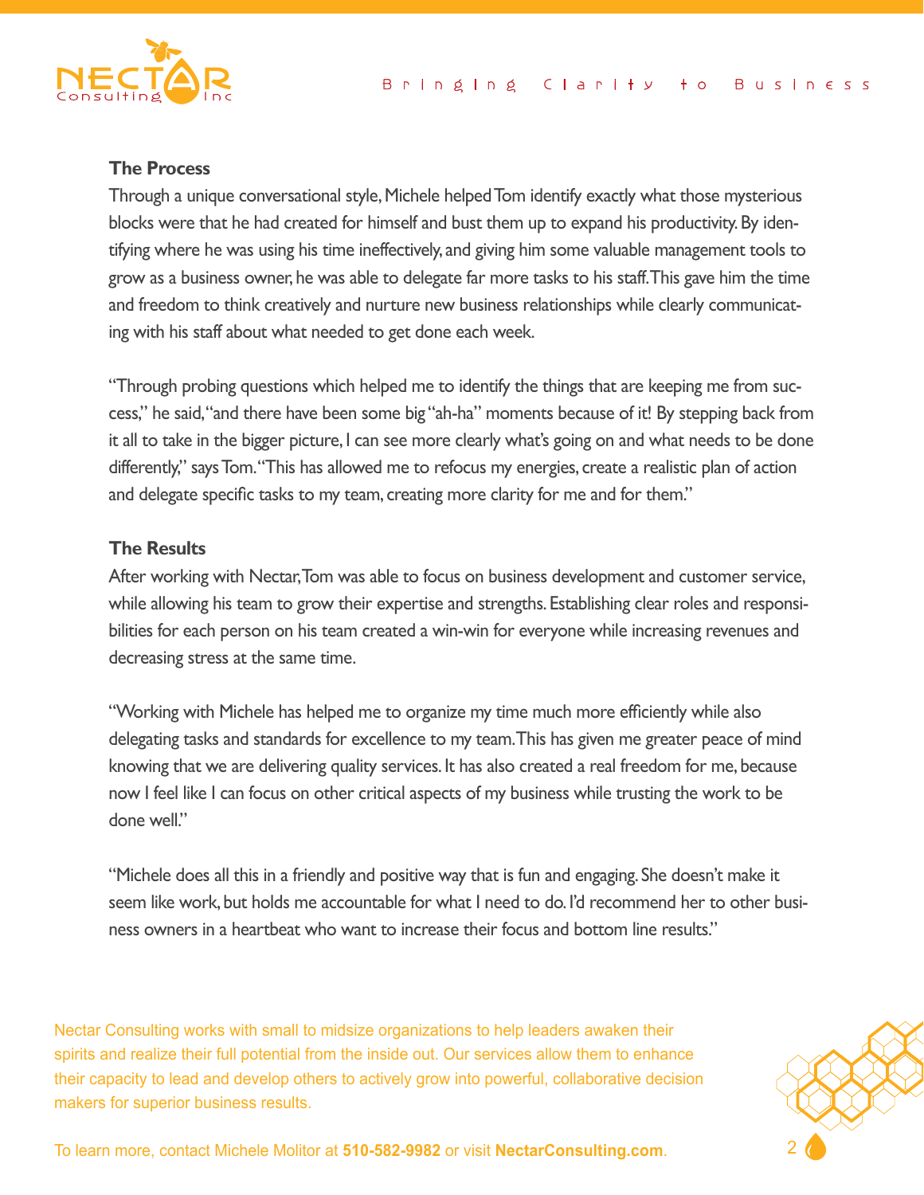### The Process

Through a unique conversational style, Michele helped Tom identify exactly what those mysterious blocks were that he had created for himself and bust them up to expand his productivity. By identifying where he was using his time ineffectively, and giving him some valuable management tools to grow as a business owner, he was able to delegate far more tasks to his staff. This gave him the time and freedom to think creatively and nurture new business relationships while clearly communicating with his staff about what needed to get done each week.

"Through probing questions which helped me to identify the things that are keeping me from success," he said, "and there have been some big "ah-ha" moments because of it! By stepping back from it all to take in the bigger picture, I can see more clearly what's going on and what needs to be done differently," says Tom. "This has allowed me to refocus my energies, create a realistic plan of action and delegate specific tasks to my team, creating more clarity for me and for them."

### The Results

After working with Nectar, Tom was able to focus on business development and customer service, while allowing his team to grow their expertise and strengths. Establishing clear roles and responsibilities for each person on his team created a win-win for everyone while increasing revenues and decreasing stress at the same time.

"Working with Michele has helped me to organize my time much more efficiently while also delegating tasks and standards for excellence to my team. This has given me greater peace of mind knowing that we are delivering quality services. It has also created a real freedom for me, because now I feel like I can focus on other critical aspects of my business while trusting the work to be done well."

"Michele does all this in a friendly and positive way that is fun and engaging. She doesn't make it seem like work, but holds me accountable for what I need to do. I'd recommend her to other business owners in a heartbeat who want to increase their focus and bottom line results."

Nectar Consulting works with small to midsize organizations to help leaders awaken their spirits and realize their full potential from the inside out. Our services allow them to enhance their capacity to lead and develop others to actively grow into powerful, collaborative decision makers for superior business results.

To learn more, contact Michele Molitor at **510-582-9982** or visit **NectarConsulting.com**.